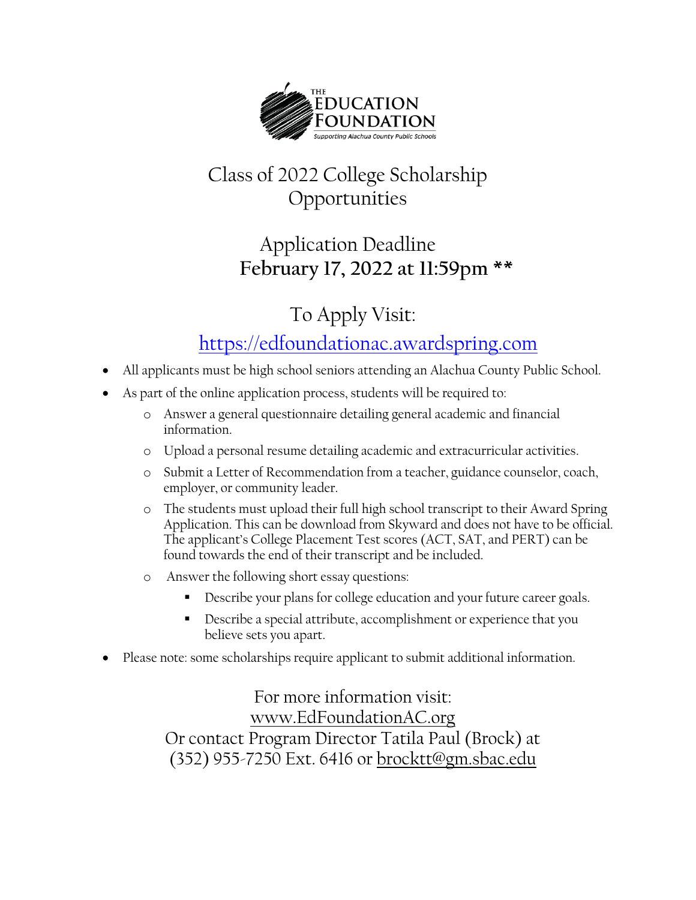THE EDUCATION FOUNDATION
Supporting Alachua County Public Schools

# Class of 2022 College Scholarship Opportunities

## Application Deadline
## **February 17, 2022 at 11:59pm \*\***

## To Apply Visit:
## https://edfoundationac.awardspring.com

- All applicants must be high school seniors attending an Alachua County Public School.
- As part of the online application process, students will be required to:
  - Answer a general questionnaire detailing general academic and financial information.
  - Upload a personal resume detailing academic and extracurricular activities.
  - Submit a Letter of Recommendation from a teacher, guidance counselor, coach, employer, or community leader.
  - The students must upload their full high school transcript to their Award Spring Application. This can be download from Skyward and does not have to be official. The applicant's College Placement Test scores (ACT, SAT, and PERT) can be found towards the end of their transcript and be included.
  - Answer the following short essay questions:
    - Describe your plans for college education and your future career goals.
    - Describe a special attribute, accomplishment or experience that you believe sets you apart.
- Please note: some scholarships require applicant to submit additional information.

For more information visit:
www.EdFoundationAC.org
Or contact Program Director Tatila Paul (Brock) at
(352) 955-7250 Ext. 6416 or brocktt@gm.sbac.edu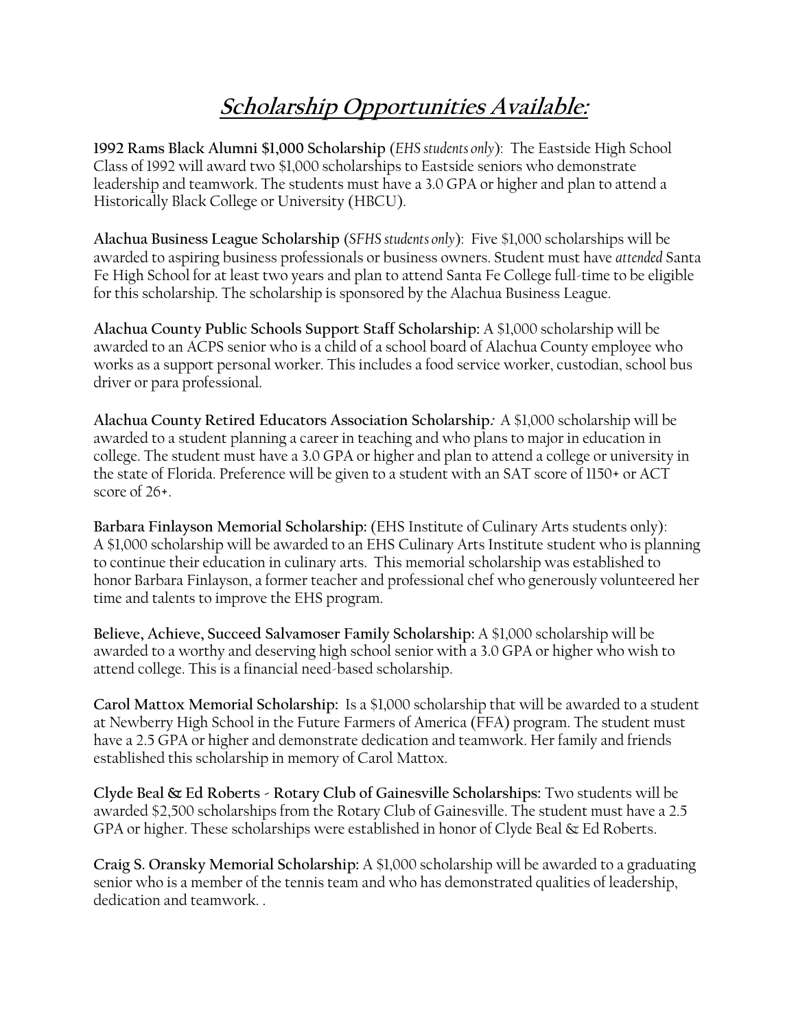# ***Scholarship Opportunities Available:***

**1992 Rams Black Alumni $1,000 Scholarship** (*EHS students only*): The Eastside High School Class of 1992 will award two $1,000 scholarships to Eastside seniors who demonstrate leadership and teamwork. The students must have a 3.0 GPA or higher and plan to attend a Historically Black College or University (HBCU).

**Alachua Business League Scholarship** (*SFHS students only*): Five $1,000 scholarships will be awarded to aspiring business professionals or business owners. Student must have *attended* Santa Fe High School for at least two years and plan to attend Santa Fe College full-time to be eligible for this scholarship. The scholarship is sponsored by the Alachua Business League.

**Alachua County Public Schools Support Staff Scholarship:** A $1,000 scholarship will be awarded to an ACPS senior who is a child of a school board of Alachua County employee who works as a support personal worker. This includes a food service worker, custodian, school bus driver or para professional.

**Alachua County Retired Educators Association Scholarship:** A $1,000 scholarship will be awarded to a student planning a career in teaching and who plans to major in education in college. The student must have a 3.0 GPA or higher and plan to attend a college or university in the state of Florida. Preference will be given to a student with an SAT score of 1150+ or ACT score of 26+.

**Barbara Finlayson Memorial Scholarship:** (EHS Institute of Culinary Arts students only): A $1,000 scholarship will be awarded to an EHS Culinary Arts Institute student who is planning to continue their education in culinary arts. This memorial scholarship was established to honor Barbara Finlayson, a former teacher and professional chef who generously volunteered her time and talents to improve the EHS program.

**Believe, Achieve, Succeed Salvamoser Family Scholarship:** A $1,000 scholarship will be awarded to a worthy and deserving high school senior with a 3.0 GPA or higher who wish to attend college. This is a financial need-based scholarship.

**Carol Mattox Memorial Scholarship:** Is a $1,000 scholarship that will be awarded to a student at Newberry High School in the Future Farmers of America (FFA) program. The student must have a 2.5 GPA or higher and demonstrate dedication and teamwork. Her family and friends established this scholarship in memory of Carol Mattox.

**Clyde Beal & Ed Roberts - Rotary Club of Gainesville Scholarships:** Two students will be awarded $2,500 scholarships from the Rotary Club of Gainesville. The student must have a 2.5 GPA or higher. These scholarships were established in honor of Clyde Beal & Ed Roberts.

**Craig S. Oransky Memorial Scholarship:** A $1,000 scholarship will be awarded to a graduating senior who is a member of the tennis team and who has demonstrated qualities of leadership, dedication and teamwork. .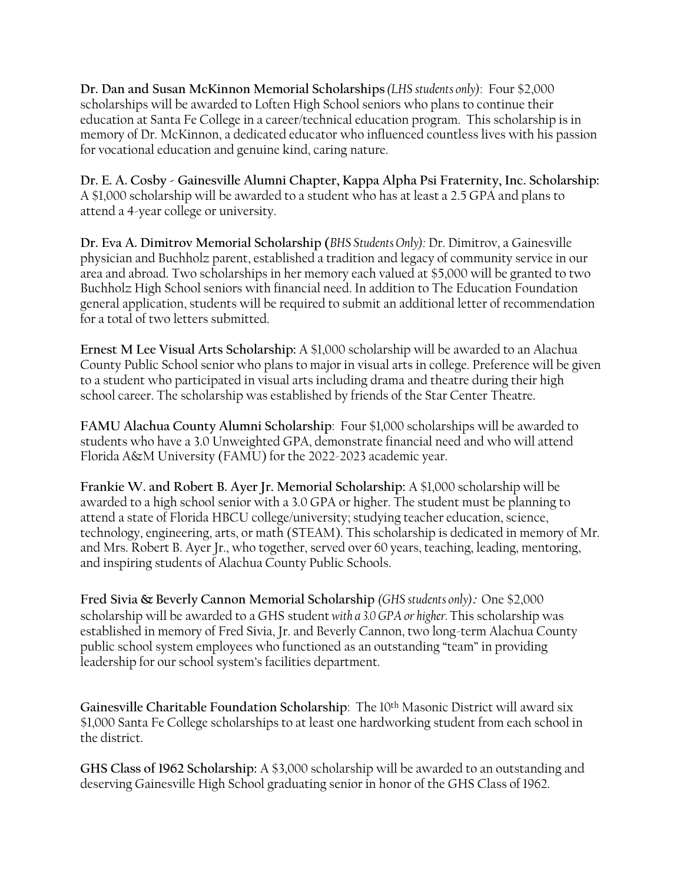**Dr. Dan and Susan McKinnon Memorial Scholarships** *(LHS students only)*: Four $2,000 scholarships will be awarded to Loften High School seniors who plans to continue their education at Santa Fe College in a career/technical education program. This scholarship is in memory of Dr. McKinnon, a dedicated educator who influenced countless lives with his passion for vocational education and genuine kind, caring nature.

**Dr. E. A. Cosby - Gainesville Alumni Chapter, Kappa Alpha Psi Fraternity, Inc. Scholarship:** A $1,000 scholarship will be awarded to a student who has at least a 2.5 GPA and plans to attend a 4-year college or university.

**Dr. Eva A. Dimitrov Memorial Scholarship (***BHS Students Only):* Dr. Dimitrov, a Gainesville physician and Buchholz parent, established a tradition and legacy of community service in our area and abroad. Two scholarships in her memory each valued at $5,000 will be granted to two Buchholz High School seniors with financial need. In addition to The Education Foundation general application, students will be required to submit an additional letter of recommendation for a total of two letters submitted.

**Ernest M Lee Visual Arts Scholarship:** A $1,000 scholarship will be awarded to an Alachua County Public School senior who plans to major in visual arts in college. Preference will be given to a student who participated in visual arts including drama and theatre during their high school career. The scholarship was established by friends of the Star Center Theatre.

**FAMU Alachua County Alumni Scholarship**: Four $1,000 scholarships will be awarded to students who have a 3.0 Unweighted GPA, demonstrate financial need and who will attend Florida A&M University (FAMU) for the 2022-2023 academic year.

**Frankie W. and Robert B. Ayer Jr. Memorial Scholarship:** A $1,000 scholarship will be awarded to a high school senior with a 3.0 GPA or higher. The student must be planning to attend a state of Florida HBCU college/university; studying teacher education, science, technology, engineering, arts, or math (STEAM). This scholarship is dedicated in memory of Mr. and Mrs. Robert B. Ayer Jr., who together, served over 60 years, teaching, leading, mentoring, and inspiring students of Alachua County Public Schools.

**Fred Sivia & Beverly Cannon Memorial Scholarship** *(GHS students only)***:** One $2,000 scholarship will be awarded to a GHS student *with a 3.0 GPA or higher*. This scholarship was established in memory of Fred Sivia, Jr. and Beverly Cannon, two long-term Alachua County public school system employees who functioned as an outstanding "team" in providing leadership for our school system's facilities department.

**Gainesville Charitable Foundation Scholarship**: The 10th Masonic District will award six $1,000 Santa Fe College scholarships to at least one hardworking student from each school in the district.

**GHS Class of 1962 Scholarship:** A $3,000 scholarship will be awarded to an outstanding and deserving Gainesville High School graduating senior in honor of the GHS Class of 1962.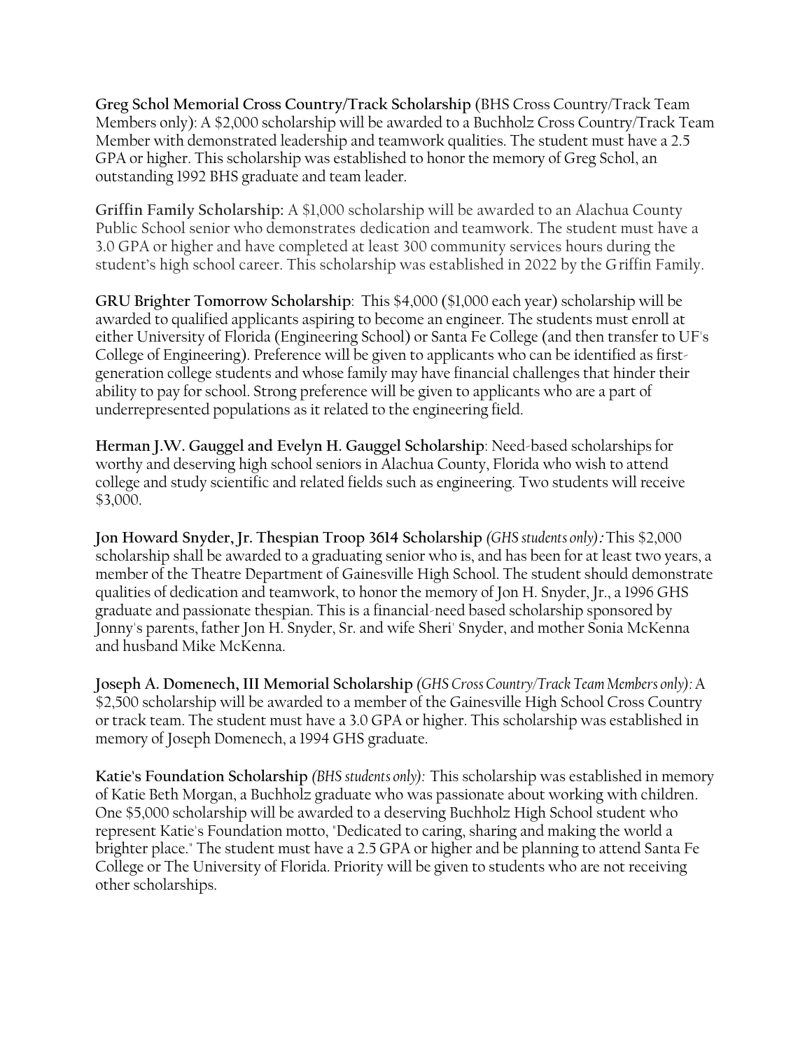**Greg Schol Memorial Cross Country/Track Scholarship (**BHS Cross Country/Track Team Members only**)**: A $2,000 scholarship will be awarded to a Buchholz Cross Country/Track Team Member with demonstrated leadership and teamwork qualities. The student must have a 2.5 GPA or higher. This scholarship was established to honor the memory of Greg Schol, an outstanding 1992 BHS graduate and team leader.

**Griffin Family Scholarship:** A $1,000 scholarship will be awarded to an Alachua County Public School senior who demonstrates dedication and teamwork. The student must have a 3.0 GPA or higher and have completed at least 300 community services hours during the student's high school career. This scholarship was established in 2022 by the Griffin Family.

**GRU Brighter Tomorrow Scholarship**: This $4,000 ($1,000 each year) scholarship will be awarded to qualified applicants aspiring to become an engineer. The students must enroll at either University of Florida (Engineering School) or Santa Fe College (and then transfer to UF's College of Engineering). Preference will be given to applicants who can be identified as first-generation college students and whose family may have financial challenges that hinder their ability to pay for school. Strong preference will be given to applicants who are a part of underrepresented populations as it related to the engineering field.

**Herman J.W. Gauggel and Evelyn H. Gauggel Scholarship**: Need-based scholarships for worthy and deserving high school seniors in Alachua County, Florida who wish to attend college and study scientific and related fields such as engineering. Two students will receive $3,000.

**Jon Howard Snyder, Jr. Thespian Troop 3614 Scholarship** *(GHS students only)***:** This $2,000 scholarship shall be awarded to a graduating senior who is, and has been for at least two years, a member of the Theatre Department of Gainesville High School. The student should demonstrate qualities of dedication and teamwork, to honor the memory of Jon H. Snyder, Jr., a 1996 GHS graduate and passionate thespian. This is a financial-need based scholarship sponsored by Jonny's parents, father Jon H. Snyder, Sr. and wife Sheri' Snyder, and mother Sonia McKenna and husband Mike McKenna.

**Joseph A. Domenech, III Memorial Scholarship** *(GHS Cross Country/Track Team Members only)*: A $2,500 scholarship will be awarded to a member of the Gainesville High School Cross Country or track team. The student must have a 3.0 GPA or higher. This scholarship was established in memory of Joseph Domenech, a 1994 GHS graduate.

**Katie's Foundation Scholarship** *(BHS students only):* This scholarship was established in memory of Katie Beth Morgan, a Buchholz graduate who was passionate about working with children. One $5,000 scholarship will be awarded to a deserving Buchholz High School student who represent Katie's Foundation motto, "Dedicated to caring, sharing and making the world a brighter place." The student must have a 2.5 GPA or higher and be planning to attend Santa Fe College or The University of Florida. Priority will be given to students who are not receiving other scholarships.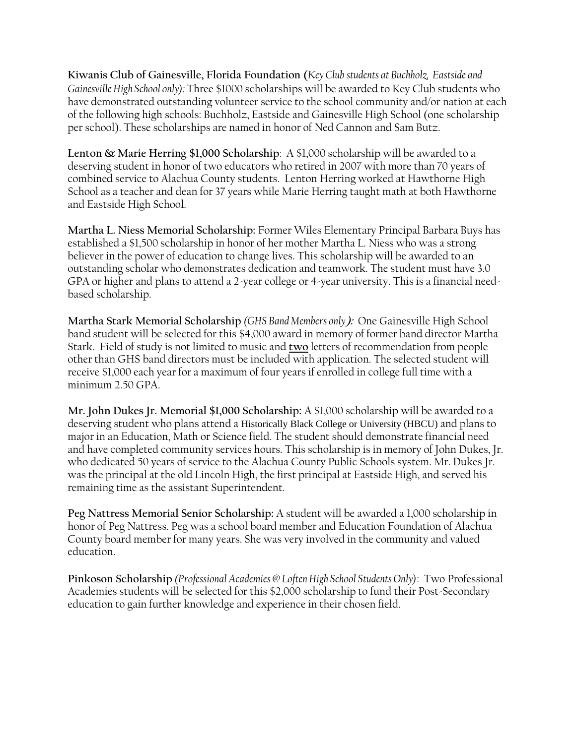**Kiwanis Club of Gainesville, Florida Foundation (***Key Club students at Buchholz, Eastside and Gainesville High School only)*: Three $1000 scholarships will be awarded to Key Club students who have demonstrated outstanding volunteer service to the school community and/or nation at each of the following high schools: Buchholz, Eastside and Gainesville High School (one scholarship per school). These scholarships are named in honor of Ned Cannon and Sam Butz.

**Lenton & Marie Herring $1,000 Scholarship**: A $1,000 scholarship will be awarded to a deserving student in honor of two educators who retired in 2007 with more than 70 years of combined service to Alachua County students. Lenton Herring worked at Hawthorne High School as a teacher and dean for 37 years while Marie Herring taught math at both Hawthorne and Eastside High School.

**Martha L. Niess Memorial Scholarship:** Former Wiles Elementary Principal Barbara Buys has established a $1,500 scholarship in honor of her mother Martha L. Niess who was a strong believer in the power of education to change lives. This scholarship will be awarded to an outstanding scholar who demonstrates dedication and teamwork. The student must have 3.0 GPA or higher and plans to attend a 2-year college or 4-year university. This is a financial need-based scholarship.

**Martha Stark Memorial Scholarship** *(GHS Band Members only***):** One Gainesville High School band student will be selected for this $4,000 award in memory of former band director Martha Stark. Field of study is not limited to music and **two** letters of recommendation from people other than GHS band directors must be included with application. The selected student will receive $1,000 each year for a maximum of four years if enrolled in college full time with a minimum 2.50 GPA.

**Mr. John Dukes Jr. Memorial $1,000 Scholarship:** A $1,000 scholarship will be awarded to a deserving student who plans attend a Historically Black College or University (HBCU) and plans to major in an Education, Math or Science field. The student should demonstrate financial need and have completed community services hours. This scholarship is in memory of John Dukes, Jr. who dedicated 50 years of service to the Alachua County Public Schools system. Mr. Dukes Jr. was the principal at the old Lincoln High, the first principal at Eastside High, and served his remaining time as the assistant Superintendent.

**Peg Nattress Memorial Senior Scholarship:** A student will be awarded a 1,000 scholarship in honor of Peg Nattress. Peg was a school board member and Education Foundation of Alachua County board member for many years. She was very involved in the community and valued education.

**Pinkoson Scholarship** *(Professional Academies @ Loften High School Students Only)*: Two Professional Academies students will be selected for this $2,000 scholarship to fund their Post-Secondary education to gain further knowledge and experience in their chosen field.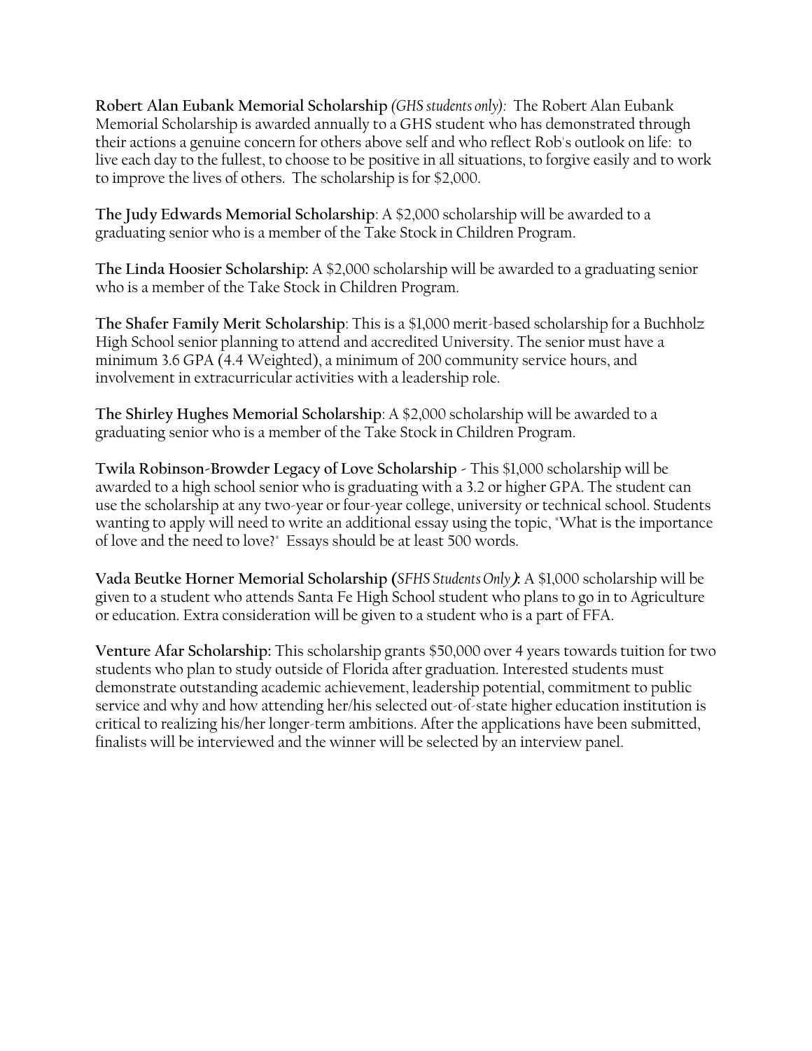**Robert Alan Eubank Memorial Scholarship** *(GHS students only):* The Robert Alan Eubank Memorial Scholarship is awarded annually to a GHS student who has demonstrated through their actions a genuine concern for others above self and who reflect Rob's outlook on life: to live each day to the fullest, to choose to be positive in all situations, to forgive easily and to work to improve the lives of others. The scholarship is for $2,000.

**The Judy Edwards Memorial Scholarship**: A $2,000 scholarship will be awarded to a graduating senior who is a member of the Take Stock in Children Program.

**The Linda Hoosier Scholarship:** A $2,000 scholarship will be awarded to a graduating senior who is a member of the Take Stock in Children Program.

**The Shafer Family Merit Scholarship**: This is a $1,000 merit-based scholarship for a Buchholz High School senior planning to attend and accredited University. The senior must have a minimum 3.6 GPA (4.4 Weighted), a minimum of 200 community service hours, and involvement in extracurricular activities with a leadership role.

**The Shirley Hughes Memorial Scholarship**: A $2,000 scholarship will be awarded to a graduating senior who is a member of the Take Stock in Children Program.

**Twila Robinson-Browder Legacy of Love Scholarship** - This $1,000 scholarship will be awarded to a high school senior who is graduating with a 3.2 or higher GPA. The student can use the scholarship at any two-year or four-year college, university or technical school. Students wanting to apply will need to write an additional essay using the topic, "What is the importance of love and the need to love?" Essays should be at least 500 words.

**Vada Beutke Horner Memorial Scholarship (***SFHS Students Only***):** A $1,000 scholarship will be given to a student who attends Santa Fe High School student who plans to go in to Agriculture or education. Extra consideration will be given to a student who is a part of FFA.

**Venture Afar Scholarship:** This scholarship grants $50,000 over 4 years towards tuition for two students who plan to study outside of Florida after graduation. Interested students must demonstrate outstanding academic achievement, leadership potential, commitment to public service and why and how attending her/his selected out-of-state higher education institution is critical to realizing his/her longer-term ambitions. After the applications have been submitted, finalists will be interviewed and the winner will be selected by an interview panel.